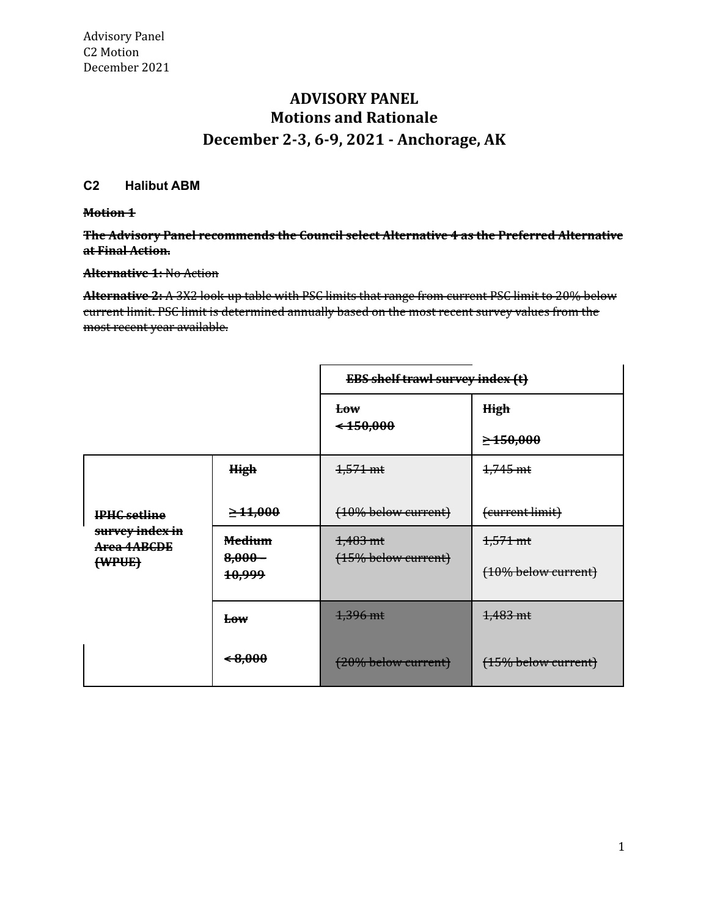# ADVISORY PANEL
## Motions and Rationale
## December 2-3, 6-9, 2021 - Anchorage, AK

### C2 Halibut ABM

~~**Motion 1**~~

~~**The Advisory Panel recommends the Council select Alternative 4 as the Preferred Alternative at Final Action.**~~

~~**Alternative 1:** No Action~~

~~**Alternative 2:** A 3X2 look-up table with PSC limits that range from current PSC limit to 20% below current limit. PSC limit is determined annually based on the most recent survey values from the most recent year available.~~

| | | ~~**EBS shelf trawl survey index (t)**~~ | |
|---|---|---|---|
| | | ~~**Low**~~<br>~~**< 150,000**~~ | ~~**High**~~<br>~~**≥ 150,000**~~ |
| ~~**IPHC setline survey index in Area 4ABCDE (WPUE)**~~ | ~~**High**~~<br>~~**≥ 11,000**~~ | ~~1,571 mt~~<br>~~(10% below current)~~ | ~~1,745 mt~~<br>~~(current limit)~~ |
| | ~~**Medium**~~<br>~~**8,000 – 10,999**~~ | ~~1,483 mt~~<br>~~(15% below current)~~ | ~~1,571 mt~~<br>~~(10% below current)~~ |
| | ~~**Low**~~<br>~~**< 8,000**~~ | ~~1,396 mt~~<br>~~(20% below current)~~ | ~~1,483 mt~~<br>~~(15% below current)~~ |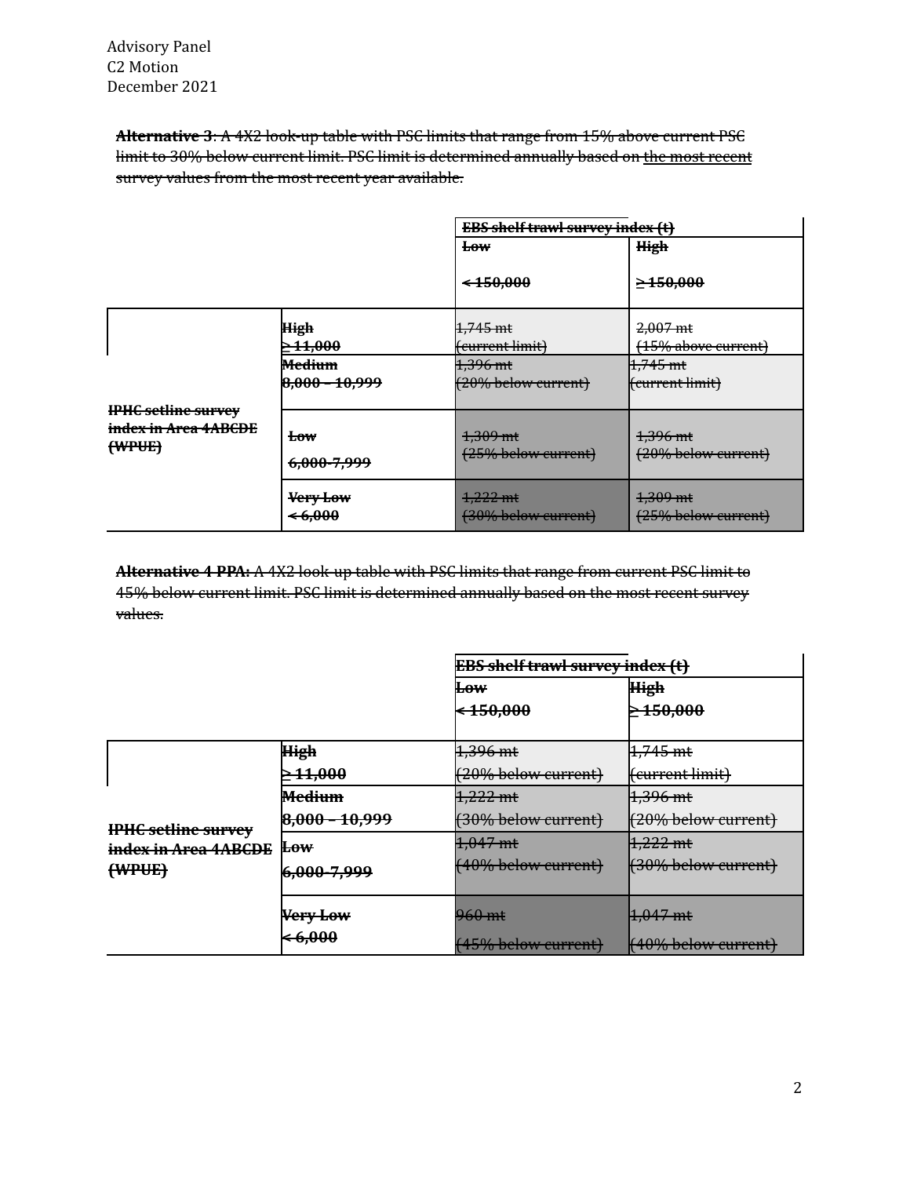**Alternative 3**: ~~A 4X2 look-up table with PSC limits that range from 15% above current PSC limit to 30% below current limit. PSC limit is determined annually based on~~ the most recent ~~survey values from the most recent year available.~~

| | | ~~EBS shelf trawl survey index (t)~~ | |
|---|---|---|---|
| | | ~~Low~~<br>~~< 150,000~~ | ~~High~~<br>~~≥ 150,000~~ |
| ~~IPHC setline survey index in Area 4ABCDE (WPUE)~~ | ~~High~~<br>~~≥ 11,000~~ | ~~1,745 mt~~<br>~~(current limit)~~ | ~~2,007 mt~~<br>~~(15% above current)~~ |
| | ~~Medium~~<br>~~8,000 – 10,999~~ | ~~1,396 mt~~<br>~~(20% below current)~~ | ~~1,745 mt~~<br>~~(current limit)~~ |
| | ~~Low~~<br>~~6,000-7,999~~ | ~~1,309 mt~~<br>~~(25% below current)~~ | ~~1,396 mt~~<br>~~(20% below current)~~ |
| | ~~Very Low~~<br>~~< 6,000~~ | ~~1,222 mt~~<br>~~(30% below current)~~ | ~~1,309 mt~~<br>~~(25% below current)~~ |

**Alternative 4 PPA:** ~~A 4X2 look-up table with PSC limits that range from current PSC limit to 45% below current limit. PSC limit is determined annually based on the most recent survey values.~~

| | | ~~EBS shelf trawl survey index (t)~~ | |
|---|---|---|---|
| | | ~~Low~~<br>~~< 150,000~~ | ~~High~~<br>~~≥ 150,000~~ |
| ~~IPHC setline survey index in Area 4ABCDE (WPUE)~~ | ~~High~~<br>~~≥ 11,000~~ | ~~1,396 mt~~<br>~~(20% below current)~~ | ~~1,745 mt~~<br>~~(current limit)~~ |
| | ~~Medium~~<br>~~8,000 – 10,999~~ | ~~1,222 mt~~<br>~~(30% below current)~~ | ~~1,396 mt~~<br>~~(20% below current)~~ |
| | ~~Low~~<br>~~6,000-7,999~~ | ~~1,047 mt~~<br>~~(40% below current)~~ | ~~1,222 mt~~<br>~~(30% below current)~~ |
| | ~~Very Low~~<br>~~< 6,000~~ | ~~960 mt~~<br>~~(45% below current)~~ | ~~1,047 mt~~<br>~~(40% below current)~~ |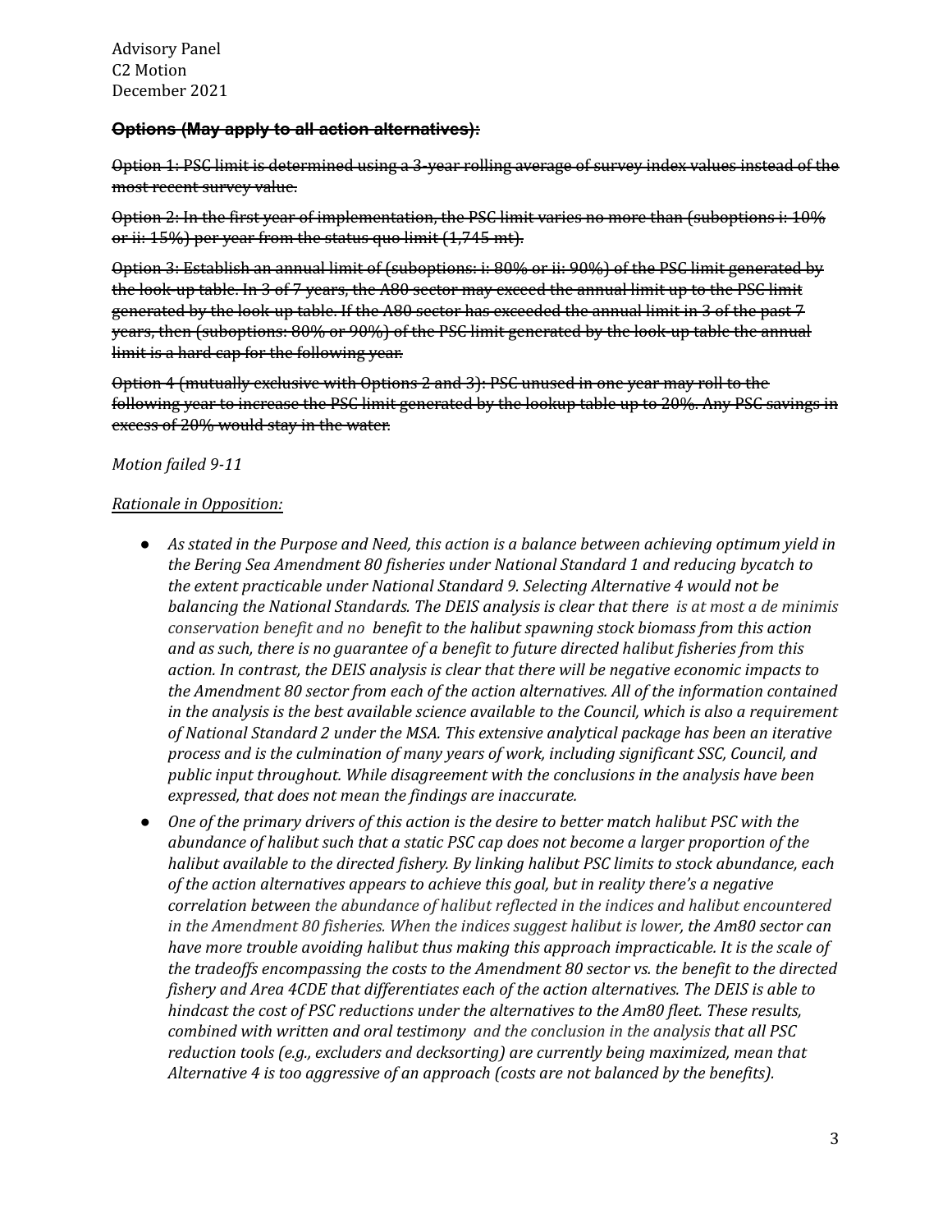Advisory Panel
C2 Motion
December 2021

~~**Options (May apply to all action alternatives):**~~

~~Option 1: PSC limit is determined using a 3-year rolling average of survey index values instead of the most recent survey value.~~

~~Option 2: In the first year of implementation, the PSC limit varies no more than (suboptions i: 10% or ii: 15%) per year from the status quo limit (1,745 mt).~~

~~Option 3: Establish an annual limit of (suboptions: i: 80% or ii: 90%) of the PSC limit generated by the look-up table. In 3 of 7 years, the A80 sector may exceed the annual limit up to the PSC limit generated by the look-up table. If the A80 sector has exceeded the annual limit in 3 of the past 7 years, then (suboptions: 80% or 90%) of the PSC limit generated by the look-up table the annual limit is a hard cap for the following year.~~

~~Option 4 (mutually exclusive with Options 2 and 3): PSC unused in one year may roll to the following year to increase the PSC limit generated by the lookup table up to 20%. Any PSC savings in excess of 20% would stay in the water.~~

*Motion failed 9-11*

*Rationale in Opposition:*

- *As stated in the Purpose and Need, this action is a balance between achieving optimum yield in the Bering Sea Amendment 80 fisheries under National Standard 1 and reducing bycatch to the extent practicable under National Standard 9. Selecting Alternative 4 would not be balancing the National Standards. The DEIS analysis is clear that there is at most a de minimis conservation benefit and no benefit to the halibut spawning stock biomass from this action and as such, there is no guarantee of a benefit to future directed halibut fisheries from this action. In contrast, the DEIS analysis is clear that there will be negative economic impacts to the Amendment 80 sector from each of the action alternatives. All of the information contained in the analysis is the best available science available to the Council, which is also a requirement of National Standard 2 under the MSA. This extensive analytical package has been an iterative process and is the culmination of many years of work, including significant SSC, Council, and public input throughout. While disagreement with the conclusions in the analysis have been expressed, that does not mean the findings are inaccurate.*
- *One of the primary drivers of this action is the desire to better match halibut PSC with the abundance of halibut such that a static PSC cap does not become a larger proportion of the halibut available to the directed fishery. By linking halibut PSC limits to stock abundance, each of the action alternatives appears to achieve this goal, but in reality there's a negative correlation between the abundance of halibut reflected in the indices and halibut encountered in the Amendment 80 fisheries. When the indices suggest halibut is lower, the Am80 sector can have more trouble avoiding halibut thus making this approach impracticable. It is the scale of the tradeoffs encompassing the costs to the Amendment 80 sector vs. the benefit to the directed fishery and Area 4CDE that differentiates each of the action alternatives. The DEIS is able to hindcast the cost of PSC reductions under the alternatives to the Am80 fleet. These results, combined with written and oral testimony and the conclusion in the analysis that all PSC reduction tools (e.g., excluders and decksorting) are currently being maximized, mean that Alternative 4 is too aggressive of an approach (costs are not balanced by the benefits).*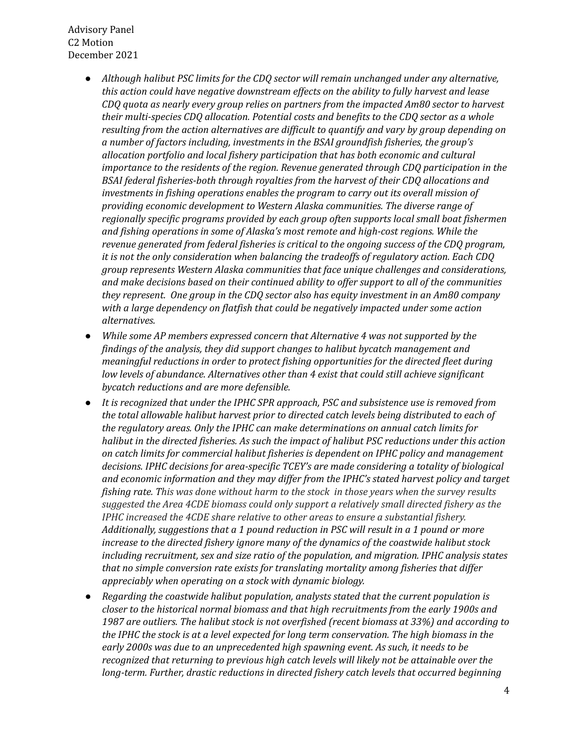- *Although halibut PSC limits for the CDQ sector will remain unchanged under any alternative, this action could have negative downstream effects on the ability to fully harvest and lease CDQ quota as nearly every group relies on partners from the impacted Am80 sector to harvest their multi-species CDQ allocation. Potential costs and benefits to the CDQ sector as a whole resulting from the action alternatives are difficult to quantify and vary by group depending on a number of factors including, investments in the BSAI groundfish fisheries, the group's allocation portfolio and local fishery participation that has both economic and cultural importance to the residents of the region. Revenue generated through CDQ participation in the BSAI federal fisheries-both through royalties from the harvest of their CDQ allocations and investments in fishing operations enables the program to carry out its overall mission of providing economic development to Western Alaska communities. The diverse range of regionally specific programs provided by each group often supports local small boat fishermen and fishing operations in some of Alaska's most remote and high-cost regions. While the revenue generated from federal fisheries is critical to the ongoing success of the CDQ program, it is not the only consideration when balancing the tradeoffs of regulatory action. Each CDQ group represents Western Alaska communities that face unique challenges and considerations, and make decisions based on their continued ability to offer support to all of the communities they represent. One group in the CDQ sector also has equity investment in an Am80 company with a large dependency on flatfish that could be negatively impacted under some action alternatives.*
- *While some AP members expressed concern that Alternative 4 was not supported by the findings of the analysis, they did support changes to halibut bycatch management and meaningful reductions in order to protect fishing opportunities for the directed fleet during low levels of abundance. Alternatives other than 4 exist that could still achieve significant bycatch reductions and are more defensible.*
- *It is recognized that under the IPHC SPR approach, PSC and subsistence use is removed from the total allowable halibut harvest prior to directed catch levels being distributed to each of the regulatory areas. Only the IPHC can make determinations on annual catch limits for halibut in the directed fisheries. As such the impact of halibut PSC reductions under this action on catch limits for commercial halibut fisheries is dependent on IPHC policy and management decisions. IPHC decisions for area-specific TCEY's are made considering a totality of biological and economic information and they may differ from the IPHC's stated harvest policy and target fishing rate. This was done without harm to the stock in those years when the survey results suggested the Area 4CDE biomass could only support a relatively small directed fishery as the IPHC increased the 4CDE share relative to other areas to ensure a substantial fishery. Additionally, suggestions that a 1 pound reduction in PSC will result in a 1 pound or more increase to the directed fishery ignore many of the dynamics of the coastwide halibut stock including recruitment, sex and size ratio of the population, and migration. IPHC analysis states that no simple conversion rate exists for translating mortality among fisheries that differ appreciably when operating on a stock with dynamic biology.*
- *Regarding the coastwide halibut population, analysts stated that the current population is closer to the historical normal biomass and that high recruitments from the early 1900s and 1987 are outliers. The halibut stock is not overfished (recent biomass at 33%) and according to the IPHC the stock is at a level expected for long term conservation. The high biomass in the early 2000s was due to an unprecedented high spawning event. As such, it needs to be recognized that returning to previous high catch levels will likely not be attainable over the long-term. Further, drastic reductions in directed fishery catch levels that occurred beginning*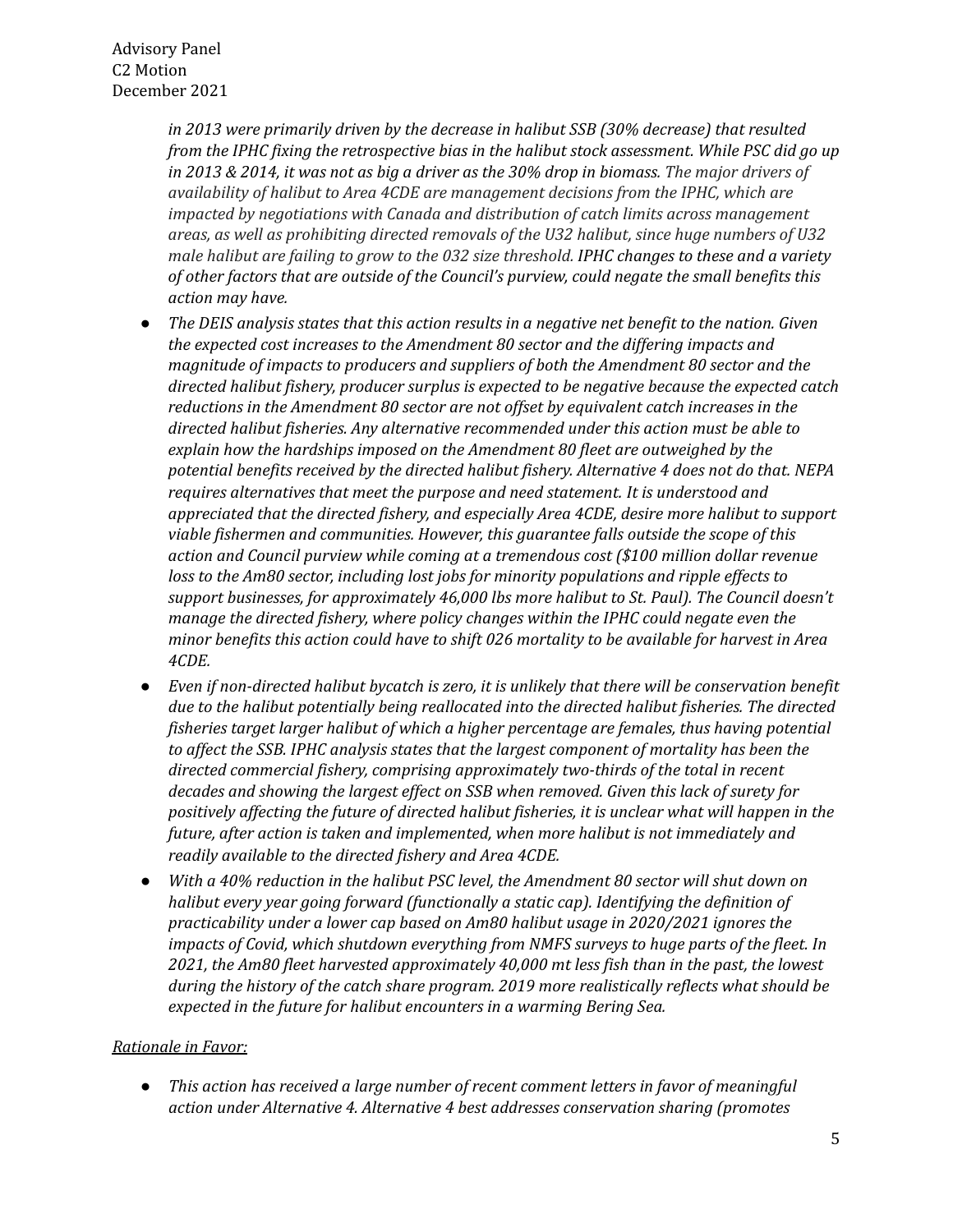*in 2013 were primarily driven by the decrease in halibut SSB (30% decrease) that resulted from the IPHC fixing the retrospective bias in the halibut stock assessment. While PSC did go up in 2013 & 2014, it was not as big a driver as the 30% drop in biomass. The major drivers of availability of halibut to Area 4CDE are management decisions from the IPHC, which are impacted by negotiations with Canada and distribution of catch limits across management areas, as well as prohibiting directed removals of the U32 halibut, since huge numbers of U32 male halibut are failing to grow to the 032 size threshold. IPHC changes to these and a variety of other factors that are outside of the Council's purview, could negate the small benefits this action may have.*

- *The DEIS analysis states that this action results in a negative net benefit to the nation. Given the expected cost increases to the Amendment 80 sector and the differing impacts and magnitude of impacts to producers and suppliers of both the Amendment 80 sector and the directed halibut fishery, producer surplus is expected to be negative because the expected catch reductions in the Amendment 80 sector are not offset by equivalent catch increases in the directed halibut fisheries. Any alternative recommended under this action must be able to explain how the hardships imposed on the Amendment 80 fleet are outweighed by the potential benefits received by the directed halibut fishery. Alternative 4 does not do that. NEPA requires alternatives that meet the purpose and need statement. It is understood and appreciated that the directed fishery, and especially Area 4CDE, desire more halibut to support viable fishermen and communities. However, this guarantee falls outside the scope of this action and Council purview while coming at a tremendous cost ($100 million dollar revenue loss to the Am80 sector, including lost jobs for minority populations and ripple effects to support businesses, for approximately 46,000 lbs more halibut to St. Paul). The Council doesn't manage the directed fishery, where policy changes within the IPHC could negate even the minor benefits this action could have to shift 026 mortality to be available for harvest in Area 4CDE.*
- *Even if non-directed halibut bycatch is zero, it is unlikely that there will be conservation benefit due to the halibut potentially being reallocated into the directed halibut fisheries. The directed fisheries target larger halibut of which a higher percentage are females, thus having potential to affect the SSB. IPHC analysis states that the largest component of mortality has been the directed commercial fishery, comprising approximately two-thirds of the total in recent decades and showing the largest effect on SSB when removed. Given this lack of surety for positively affecting the future of directed halibut fisheries, it is unclear what will happen in the future, after action is taken and implemented, when more halibut is not immediately and readily available to the directed fishery and Area 4CDE.*
- *With a 40% reduction in the halibut PSC level, the Amendment 80 sector will shut down on halibut every year going forward (functionally a static cap). Identifying the definition of practicability under a lower cap based on Am80 halibut usage in 2020/2021 ignores the impacts of Covid, which shutdown everything from NMFS surveys to huge parts of the fleet. In 2021, the Am80 fleet harvested approximately 40,000 mt less fish than in the past, the lowest during the history of the catch share program. 2019 more realistically reflects what should be expected in the future for halibut encounters in a warming Bering Sea.*

<u>*Rationale in Favor:*</u>

- *This action has received a large number of recent comment letters in favor of meaningful action under Alternative 4. Alternative 4 best addresses conservation sharing (promotes*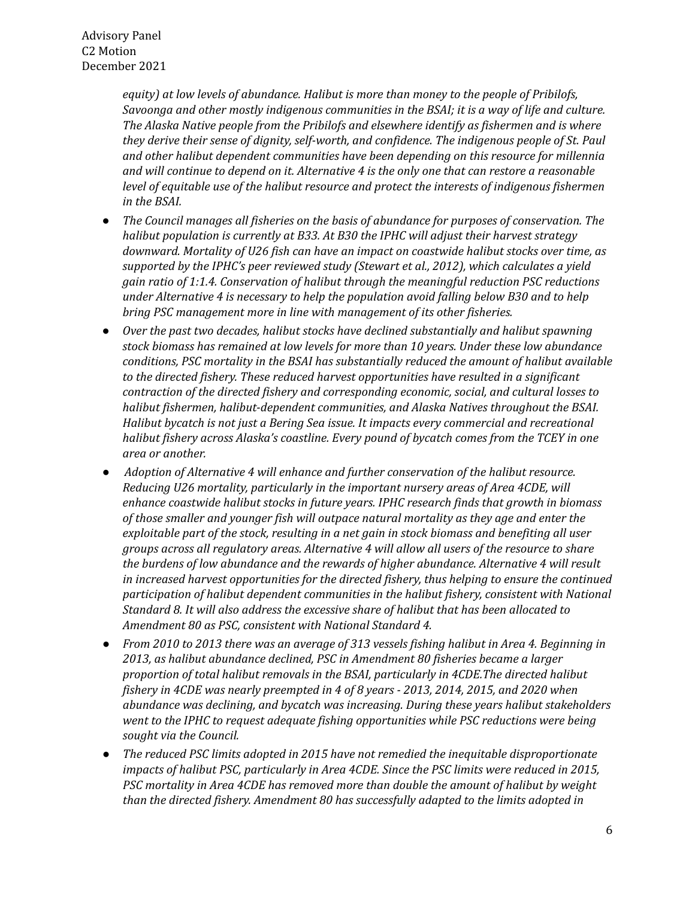*equity) at low levels of abundance. Halibut is more than money to the people of Pribilofs, Savoonga and other mostly indigenous communities in the BSAI; it is a way of life and culture. The Alaska Native people from the Pribilofs and elsewhere identify as fishermen and is where they derive their sense of dignity, self-worth, and confidence. The indigenous people of St. Paul and other halibut dependent communities have been depending on this resource for millennia and will continue to depend on it. Alternative 4 is the only one that can restore a reasonable level of equitable use of the halibut resource and protect the interests of indigenous fishermen in the BSAI.*

- *The Council manages all fisheries on the basis of abundance for purposes of conservation. The halibut population is currently at B33. At B30 the IPHC will adjust their harvest strategy downward. Mortality of U26 fish can have an impact on coastwide halibut stocks over time, as supported by the IPHC's peer reviewed study (Stewart et al., 2012), which calculates a yield gain ratio of 1:1.4. Conservation of halibut through the meaningful reduction PSC reductions under Alternative 4 is necessary to help the population avoid falling below B30 and to help bring PSC management more in line with management of its other fisheries.*
- *Over the past two decades, halibut stocks have declined substantially and halibut spawning stock biomass has remained at low levels for more than 10 years. Under these low abundance conditions, PSC mortality in the BSAI has substantially reduced the amount of halibut available to the directed fishery. These reduced harvest opportunities have resulted in a significant contraction of the directed fishery and corresponding economic, social, and cultural losses to halibut fishermen, halibut-dependent communities, and Alaska Natives throughout the BSAI. Halibut bycatch is not just a Bering Sea issue. It impacts every commercial and recreational halibut fishery across Alaska's coastline. Every pound of bycatch comes from the TCEY in one area or another.*
- *Adoption of Alternative 4 will enhance and further conservation of the halibut resource. Reducing U26 mortality, particularly in the important nursery areas of Area 4CDE, will enhance coastwide halibut stocks in future years. IPHC research finds that growth in biomass of those smaller and younger fish will outpace natural mortality as they age and enter the exploitable part of the stock, resulting in a net gain in stock biomass and benefiting all user groups across all regulatory areas. Alternative 4 will allow all users of the resource to share the burdens of low abundance and the rewards of higher abundance. Alternative 4 will result in increased harvest opportunities for the directed fishery, thus helping to ensure the continued participation of halibut dependent communities in the halibut fishery, consistent with National Standard 8. It will also address the excessive share of halibut that has been allocated to Amendment 80 as PSC, consistent with National Standard 4.*
- *From 2010 to 2013 there was an average of 313 vessels fishing halibut in Area 4. Beginning in 2013, as halibut abundance declined, PSC in Amendment 80 fisheries became a larger proportion of total halibut removals in the BSAI, particularly in 4CDE.The directed halibut fishery in 4CDE was nearly preempted in 4 of 8 years - 2013, 2014, 2015, and 2020 when abundance was declining, and bycatch was increasing. During these years halibut stakeholders went to the IPHC to request adequate fishing opportunities while PSC reductions were being sought via the Council.*
- *The reduced PSC limits adopted in 2015 have not remedied the inequitable disproportionate impacts of halibut PSC, particularly in Area 4CDE. Since the PSC limits were reduced in 2015, PSC mortality in Area 4CDE has removed more than double the amount of halibut by weight than the directed fishery. Amendment 80 has successfully adapted to the limits adopted in*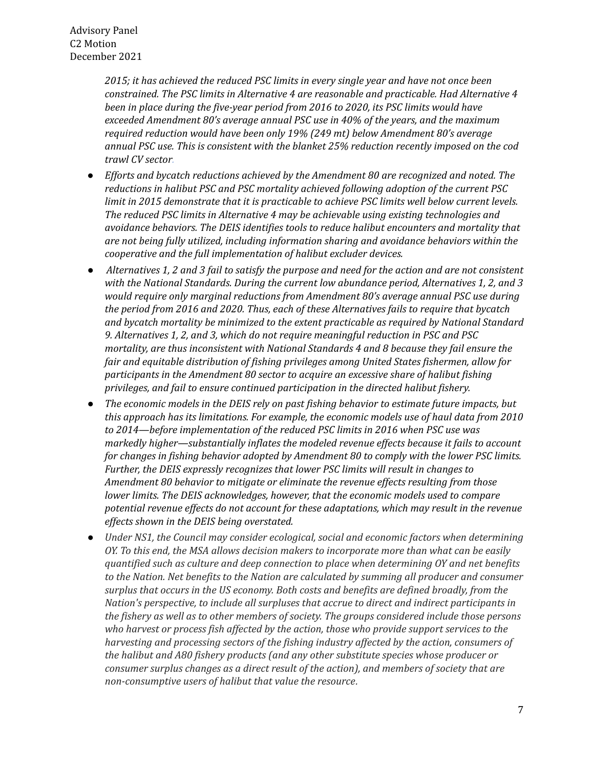*2015; it has achieved the reduced PSC limits in every single year and have not once been constrained. The PSC limits in Alternative 4 are reasonable and practicable. Had Alternative 4 been in place during the five-year period from 2016 to 2020, its PSC limits would have exceeded Amendment 80's average annual PSC use in 40% of the years, and the maximum required reduction would have been only 19% (249 mt) below Amendment 80's average annual PSC use. This is consistent with the blanket 25% reduction recently imposed on the cod trawl CV sector.*

- *Efforts and bycatch reductions achieved by the Amendment 80 are recognized and noted. The reductions in halibut PSC and PSC mortality achieved following adoption of the current PSC limit in 2015 demonstrate that it is practicable to achieve PSC limits well below current levels. The reduced PSC limits in Alternative 4 may be achievable using existing technologies and avoidance behaviors. The DEIS identifies tools to reduce halibut encounters and mortality that are not being fully utilized, including information sharing and avoidance behaviors within the cooperative and the full implementation of halibut excluder devices.*
- *Alternatives 1, 2 and 3 fail to satisfy the purpose and need for the action and are not consistent with the National Standards. During the current low abundance period, Alternatives 1, 2, and 3 would require only marginal reductions from Amendment 80's average annual PSC use during the period from 2016 and 2020. Thus, each of these Alternatives fails to require that bycatch and bycatch mortality be minimized to the extent practicable as required by National Standard 9. Alternatives 1, 2, and 3, which do not require meaningful reduction in PSC and PSC mortality, are thus inconsistent with National Standards 4 and 8 because they fail ensure the fair and equitable distribution of fishing privileges among United States fishermen, allow for participants in the Amendment 80 sector to acquire an excessive share of halibut fishing privileges, and fail to ensure continued participation in the directed halibut fishery.*
- *The economic models in the DEIS rely on past fishing behavior to estimate future impacts, but this approach has its limitations. For example, the economic models use of haul data from 2010 to 2014—before implementation of the reduced PSC limits in 2016 when PSC use was markedly higher—substantially inflates the modeled revenue effects because it fails to account for changes in fishing behavior adopted by Amendment 80 to comply with the lower PSC limits. Further, the DEIS expressly recognizes that lower PSC limits will result in changes to Amendment 80 behavior to mitigate or eliminate the revenue effects resulting from those lower limits. The DEIS acknowledges, however, that the economic models used to compare potential revenue effects do not account for these adaptations, which may result in the revenue effects shown in the DEIS being overstated.*
- *Under NS1, the Council may consider ecological, social and economic factors when determining OY. To this end, the MSA allows decision makers to incorporate more than what can be easily quantified such as culture and deep connection to place when determining OY and net benefits to the Nation. Net benefits to the Nation are calculated by summing all producer and consumer surplus that occurs in the US economy. Both costs and benefits are defined broadly, from the Nation's perspective, to include all surpluses that accrue to direct and indirect participants in the fishery as well as to other members of society. The groups considered include those persons who harvest or process fish affected by the action, those who provide support services to the harvesting and processing sectors of the fishing industry affected by the action, consumers of the halibut and A80 fishery products (and any other substitute species whose producer or consumer surplus changes as a direct result of the action), and members of society that are non-consumptive users of halibut that value the resource.*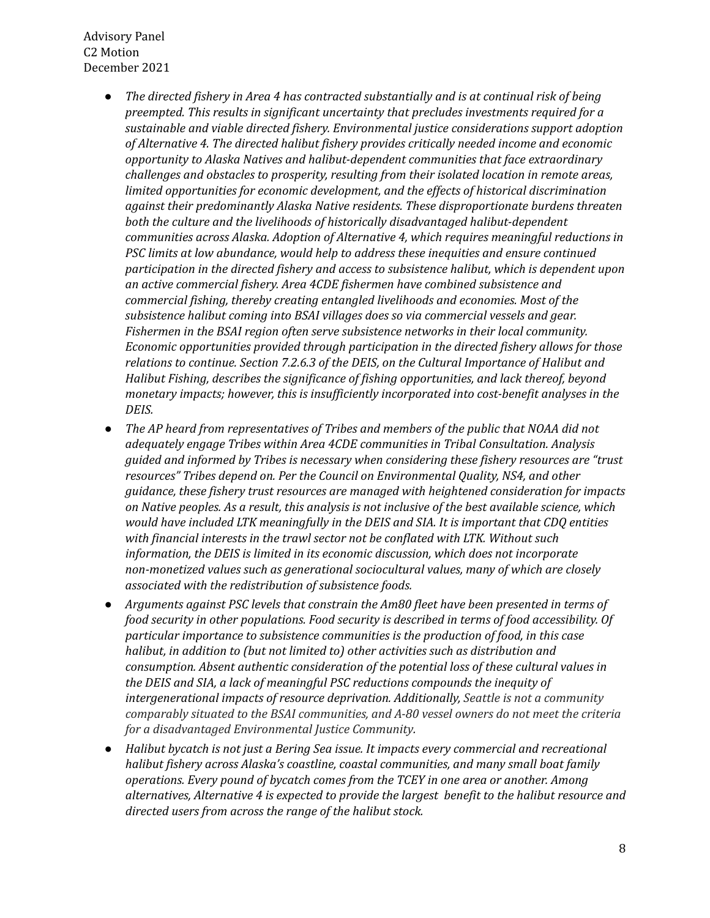- *The directed fishery in Area 4 has contracted substantially and is at continual risk of being preempted. This results in significant uncertainty that precludes investments required for a sustainable and viable directed fishery. Environmental justice considerations support adoption of Alternative 4. The directed halibut fishery provides critically needed income and economic opportunity to Alaska Natives and halibut-dependent communities that face extraordinary challenges and obstacles to prosperity, resulting from their isolated location in remote areas, limited opportunities for economic development, and the effects of historical discrimination against their predominantly Alaska Native residents. These disproportionate burdens threaten both the culture and the livelihoods of historically disadvantaged halibut-dependent communities across Alaska. Adoption of Alternative 4, which requires meaningful reductions in PSC limits at low abundance, would help to address these inequities and ensure continued participation in the directed fishery and access to subsistence halibut, which is dependent upon an active commercial fishery. Area 4CDE fishermen have combined subsistence and commercial fishing, thereby creating entangled livelihoods and economies. Most of the subsistence halibut coming into BSAI villages does so via commercial vessels and gear. Fishermen in the BSAI region often serve subsistence networks in their local community. Economic opportunities provided through participation in the directed fishery allows for those relations to continue. Section 7.2.6.3 of the DEIS, on the Cultural Importance of Halibut and Halibut Fishing, describes the significance of fishing opportunities, and lack thereof, beyond monetary impacts; however, this is insufficiently incorporated into cost-benefit analyses in the DEIS.*
- *The AP heard from representatives of Tribes and members of the public that NOAA did not adequately engage Tribes within Area 4CDE communities in Tribal Consultation. Analysis guided and informed by Tribes is necessary when considering these fishery resources are "trust resources" Tribes depend on. Per the Council on Environmental Quality, NS4, and other guidance, these fishery trust resources are managed with heightened consideration for impacts on Native peoples. As a result, this analysis is not inclusive of the best available science, which would have included LTK meaningfully in the DEIS and SIA. It is important that CDQ entities with financial interests in the trawl sector not be conflated with LTK. Without such information, the DEIS is limited in its economic discussion, which does not incorporate non-monetized values such as generational sociocultural values, many of which are closely associated with the redistribution of subsistence foods.*
- *Arguments against PSC levels that constrain the Am80 fleet have been presented in terms of food security in other populations. Food security is described in terms of food accessibility. Of particular importance to subsistence communities is the production of food, in this case halibut, in addition to (but not limited to) other activities such as distribution and consumption. Absent authentic consideration of the potential loss of these cultural values in the DEIS and SIA, a lack of meaningful PSC reductions compounds the inequity of intergenerational impacts of resource deprivation. Additionally, Seattle is not a community comparably situated to the BSAI communities, and A-80 vessel owners do not meet the criteria for a disadvantaged Environmental Justice Community.*
- *Halibut bycatch is not just a Bering Sea issue. It impacts every commercial and recreational halibut fishery across Alaska's coastline, coastal communities, and many small boat family operations. Every pound of bycatch comes from the TCEY in one area or another. Among alternatives, Alternative 4 is expected to provide the largest benefit to the halibut resource and directed users from across the range of the halibut stock.*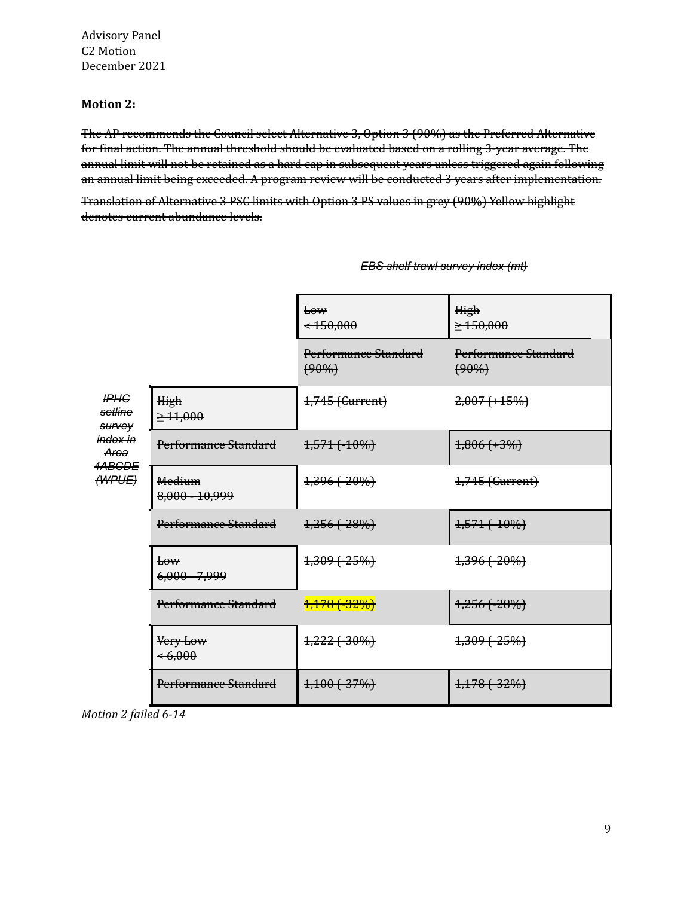Advisory Panel
C2 Motion
December 2021

**Motion 2:**

~~The AP recommends the Council select Alternative 3, Option 3 (90%) as the Preferred Alternative for final action. The annual threshold should be evaluated based on a rolling 3-year average. The annual limit will not be retained as a hard cap in subsequent years unless triggered again following an annual limit being exceeded. A program review will be conducted 3 years after implementation.~~

~~Translation of Alternative 3 PSC limits with Option 3 PS values in grey (90%) Yellow highlight denotes current abundance levels.~~

| | | ~~*EBS shelf trawl survey index (mt)*~~ | |
|---|---|---|---|
| | | ~~Low <150,000~~ | ~~High ≥150,000~~ |
| | | ~~Performance Standard (90%)~~ | ~~Performance Standard (90%)~~ |
| ~~*IPHC setline survey index in Area 4ABCDE (WPUE)*~~ | ~~High ≥11,000~~ | ~~1,745 (Current)~~ | ~~2,007 (+15%)~~ |
| | ~~Performance Standard~~ | ~~1,571 (-10%)~~ | ~~1,806 (+3%)~~ |
| | ~~Medium 8,000 - 10,999~~ | ~~1,396 (-20%)~~ | ~~1,745 (Current)~~ |
| | ~~Performance Standard~~ | ~~1,256 (-28%)~~ | ~~1,571 (-10%)~~ |
| | ~~Low 6,000 - 7,999~~ | ~~1,309 (-25%)~~ | ~~1,396 (-20%)~~ |
| | ~~Performance Standard~~ | ~~1,178 (-32%)~~ | ~~1,256 (-28%)~~ |
| | ~~Very Low <6,000~~ | ~~1,222 (-30%)~~ | ~~1,309 (-25%)~~ |
| | ~~Performance Standard~~ | ~~1,100 (-37%)~~ | ~~1,178 (-32%)~~ |

*Motion 2 failed 6-14*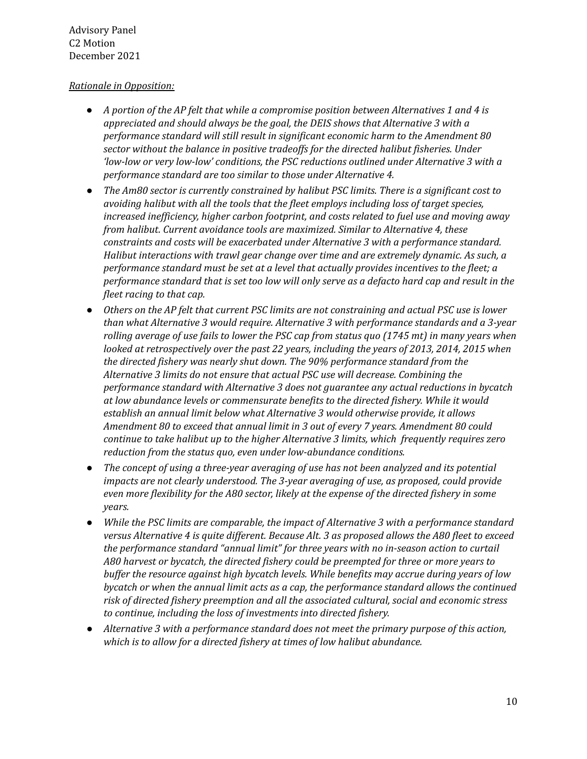*Rationale in Opposition:*

- *A portion of the AP felt that while a compromise position between Alternatives 1 and 4 is appreciated and should always be the goal, the DEIS shows that Alternative 3 with a performance standard will still result in significant economic harm to the Amendment 80 sector without the balance in positive tradeoffs for the directed halibut fisheries. Under 'low-low or very low-low' conditions, the PSC reductions outlined under Alternative 3 with a performance standard are too similar to those under Alternative 4.*
- *The Am80 sector is currently constrained by halibut PSC limits. There is a significant cost to avoiding halibut with all the tools that the fleet employs including loss of target species, increased inefficiency, higher carbon footprint, and costs related to fuel use and moving away from halibut. Current avoidance tools are maximized. Similar to Alternative 4, these constraints and costs will be exacerbated under Alternative 3 with a performance standard. Halibut interactions with trawl gear change over time and are extremely dynamic. As such, a performance standard must be set at a level that actually provides incentives to the fleet; a performance standard that is set too low will only serve as a defacto hard cap and result in the fleet racing to that cap.*
- *Others on the AP felt that current PSC limits are not constraining and actual PSC use is lower than what Alternative 3 would require. Alternative 3 with performance standards and a 3-year rolling average of use fails to lower the PSC cap from status quo (1745 mt) in many years when looked at retrospectively over the past 22 years, including the years of 2013, 2014, 2015 when the directed fishery was nearly shut down. The 90% performance standard from the Alternative 3 limits do not ensure that actual PSC use will decrease. Combining the performance standard with Alternative 3 does not guarantee any actual reductions in bycatch at low abundance levels or commensurate benefits to the directed fishery. While it would establish an annual limit below what Alternative 3 would otherwise provide, it allows Amendment 80 to exceed that annual limit in 3 out of every 7 years. Amendment 80 could continue to take halibut up to the higher Alternative 3 limits, which frequently requires zero reduction from the status quo, even under low-abundance conditions.*
- *The concept of using a three-year averaging of use has not been analyzed and its potential impacts are not clearly understood. The 3-year averaging of use, as proposed, could provide even more flexibility for the A80 sector, likely at the expense of the directed fishery in some years.*
- *While the PSC limits are comparable, the impact of Alternative 3 with a performance standard versus Alternative 4 is quite different. Because Alt. 3 as proposed allows the A80 fleet to exceed the performance standard "annual limit" for three years with no in-season action to curtail A80 harvest or bycatch, the directed fishery could be preempted for three or more years to buffer the resource against high bycatch levels. While benefits may accrue during years of low bycatch or when the annual limit acts as a cap, the performance standard allows the continued risk of directed fishery preemption and all the associated cultural, social and economic stress to continue, including the loss of investments into directed fishery.*
- *Alternative 3 with a performance standard does not meet the primary purpose of this action, which is to allow for a directed fishery at times of low halibut abundance.*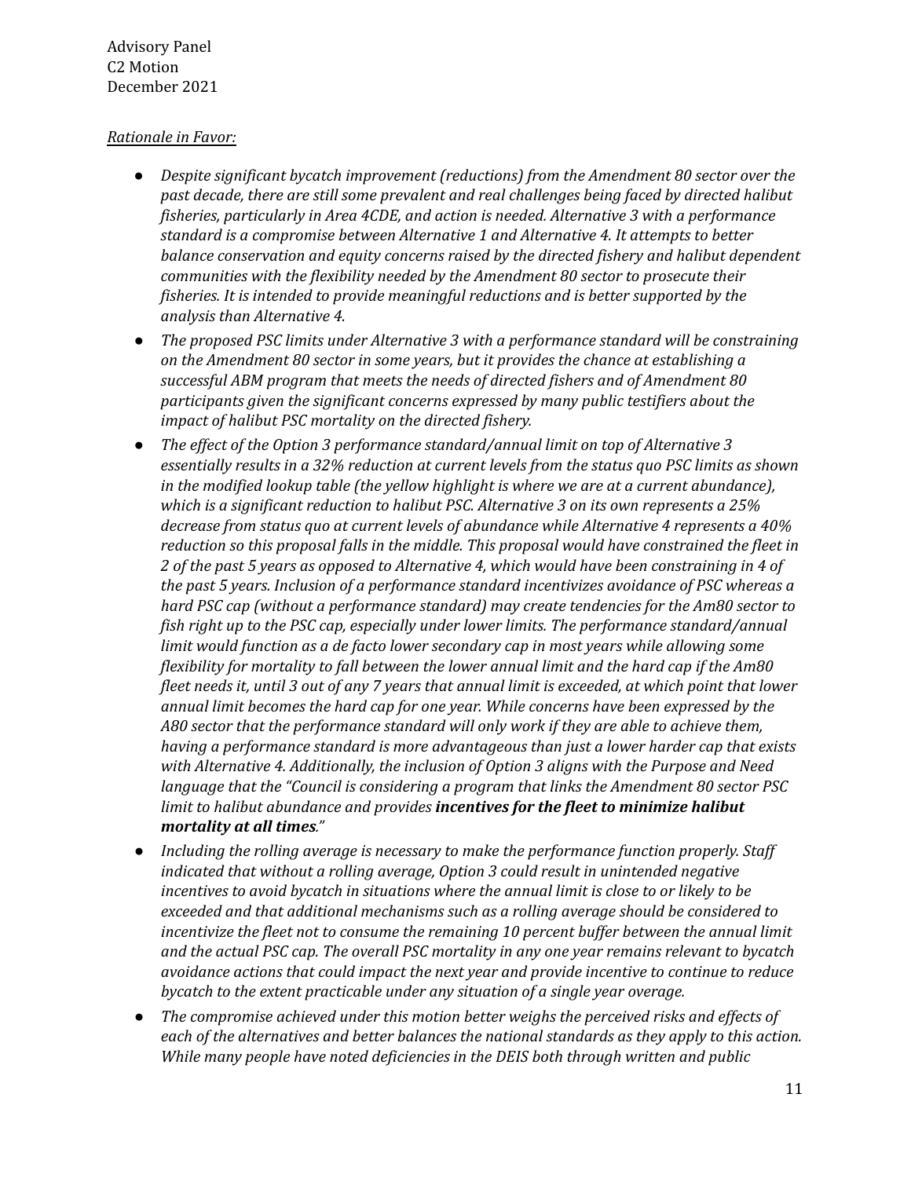*Rationale in Favor:*

- *Despite significant bycatch improvement (reductions) from the Amendment 80 sector over the past decade, there are still some prevalent and real challenges being faced by directed halibut fisheries, particularly in Area 4CDE, and action is needed. Alternative 3 with a performance standard is a compromise between Alternative 1 and Alternative 4. It attempts to better balance conservation and equity concerns raised by the directed fishery and halibut dependent communities with the flexibility needed by the Amendment 80 sector to prosecute their fisheries. It is intended to provide meaningful reductions and is better supported by the analysis than Alternative 4.*
- *The proposed PSC limits under Alternative 3 with a performance standard will be constraining on the Amendment 80 sector in some years, but it provides the chance at establishing a successful ABM program that meets the needs of directed fishers and of Amendment 80 participants given the significant concerns expressed by many public testifiers about the impact of halibut PSC mortality on the directed fishery.*
- *The effect of the Option 3 performance standard/annual limit on top of Alternative 3 essentially results in a 32% reduction at current levels from the status quo PSC limits as shown in the modified lookup table (the yellow highlight is where we are at a current abundance), which is a significant reduction to halibut PSC. Alternative 3 on its own represents a 25% decrease from status quo at current levels of abundance while Alternative 4 represents a 40% reduction so this proposal falls in the middle. This proposal would have constrained the fleet in 2 of the past 5 years as opposed to Alternative 4, which would have been constraining in 4 of the past 5 years. Inclusion of a performance standard incentivizes avoidance of PSC whereas a hard PSC cap (without a performance standard) may create tendencies for the Am80 sector to fish right up to the PSC cap, especially under lower limits. The performance standard/annual limit would function as a de facto lower secondary cap in most years while allowing some flexibility for mortality to fall between the lower annual limit and the hard cap if the Am80 fleet needs it, until 3 out of any 7 years that annual limit is exceeded, at which point that lower annual limit becomes the hard cap for one year. While concerns have been expressed by the A80 sector that the performance standard will only work if they are able to achieve them, having a performance standard is more advantageous than just a lower harder cap that exists with Alternative 4. Additionally, the inclusion of Option 3 aligns with the Purpose and Need language that the "Council is considering a program that links the Amendment 80 sector PSC limit to halibut abundance and provides **incentives for the fleet to minimize halibut mortality at all times**."*
- *Including the rolling average is necessary to make the performance function properly. Staff indicated that without a rolling average, Option 3 could result in unintended negative incentives to avoid bycatch in situations where the annual limit is close to or likely to be exceeded and that additional mechanisms such as a rolling average should be considered to incentivize the fleet not to consume the remaining 10 percent buffer between the annual limit and the actual PSC cap. The overall PSC mortality in any one year remains relevant to bycatch avoidance actions that could impact the next year and provide incentive to continue to reduce bycatch to the extent practicable under any situation of a single year overage.*
- *The compromise achieved under this motion better weighs the perceived risks and effects of each of the alternatives and better balances the national standards as they apply to this action. While many people have noted deficiencies in the DEIS both through written and public*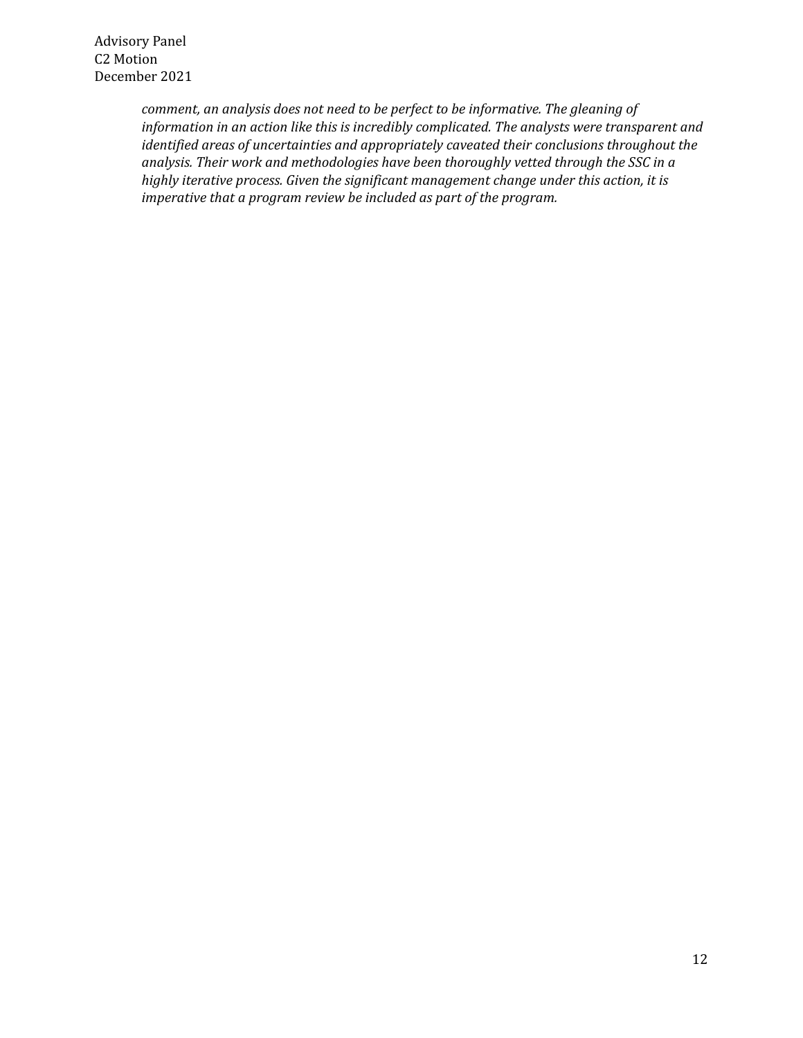*comment, an analysis does not need to be perfect to be informative. The gleaning of information in an action like this is incredibly complicated. The analysts were transparent and identified areas of uncertainties and appropriately caveated their conclusions throughout the analysis. Their work and methodologies have been thoroughly vetted through the SSC in a highly iterative process. Given the significant management change under this action, it is imperative that a program review be included as part of the program.*